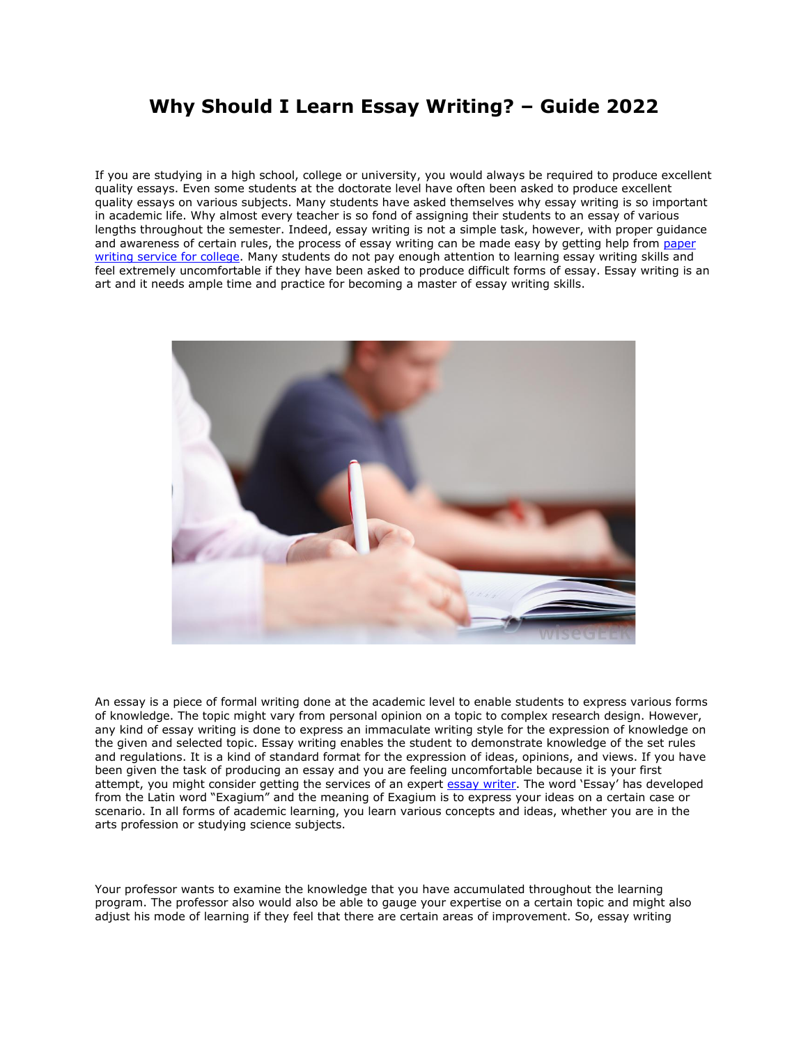# Why Should I Learn Essay Writing? – Guide 2022

If you are studying in a high school, college or university, you would always be required to produce excellent quality essays. Even some students at the doctorate level have often been asked to produce excellent quality essays on various subjects. Many students have asked themselves why essay writing is so important in academic life. Why almost every teacher is so fond of assigning their students to an essay of various lengths throughout the semester. Indeed, essay writing is not a simple task, however, with proper guidance and awareness of certain rules, the process of essay writing can be made easy by getting help from paper writing service for college. Many students do not pay enough attention to learning essay writing skills and feel extremely uncomfortable if they have been asked to produce difficult forms of essay. Essay writing is an art and it needs ample time and practice for becoming a master of essay writing skills.

An essay is a piece of formal writing done at the academic level to enable students to express various forms of knowledge. The topic might vary from personal opinion on a topic to complex research design. However, any kind of essay writing is done to express an immaculate writing style for the expression of knowledge on the given and selected topic. Essay writing enables the student to demonstrate knowledge of the set rules and regulations. It is a kind of standard format for the expression of ideas, opinions, and views. If you have been given the task of producing an essay and you are feeling uncomfortable because it is your first attempt, you might consider getting the services of an expert essay writer. The word 'Essay' has developed from the Latin word "Exagium" and the meaning of Exagium is to express your ideas on a certain case or scenario. In all forms of academic learning, you learn various concepts and ideas, whether you are in the arts profession or studying science subjects.

Your professor wants to examine the knowledge that you have accumulated throughout the learning program. The professor also would also be able to gauge your expertise on a certain topic and might also adjust his mode of learning if they feel that there are certain areas of improvement. So, essay writing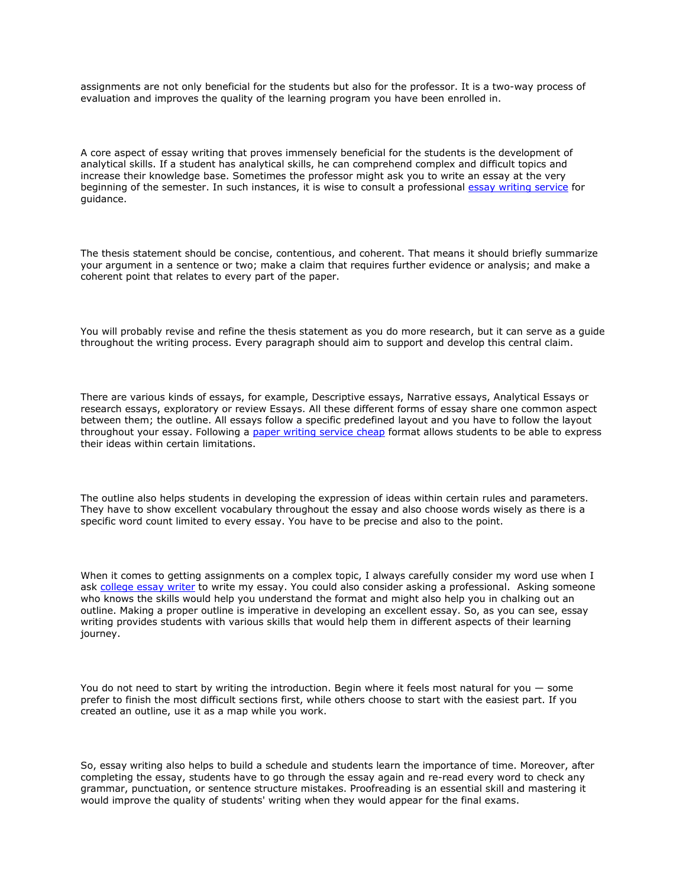assignments are not only beneficial for the students but also for the professor. It is a two-way process of evaluation and improves the quality of the learning program you have been enrolled in.

A core aspect of essay writing that proves immensely beneficial for the students is the development of analytical skills. If a student has analytical skills, he can comprehend complex and difficult topics and increase their knowledge base. Sometimes the professor might ask you to write an essay at the very beginning of the semester. In such instances, it is wise to consult a professional essay writing service for guidance.

The thesis statement should be concise, contentious, and coherent. That means it should briefly summarize your argument in a sentence or two; make a claim that requires further evidence or analysis; and make a coherent point that relates to every part of the paper.

You will probably revise and refine the thesis statement as you do more research, but it can serve as a guide throughout the writing process. Every paragraph should aim to support and develop this central claim.

There are various kinds of essays, for example, Descriptive essays, Narrative essays, Analytical Essays or research essays, exploratory or review Essays. All these different forms of essay share one common aspect between them; the outline. All essays follow a specific predefined layout and you have to follow the layout throughout your essay. Following a paper writing service cheap format allows students to be able to express their ideas within certain limitations.

The outline also helps students in developing the expression of ideas within certain rules and parameters. They have to show excellent vocabulary throughout the essay and also choose words wisely as there is a specific word count limited to every essay. You have to be precise and also to the point.

When it comes to getting assignments on a complex topic, I always carefully consider my word use when I ask college essay writer to write my essay. You could also consider asking a professional. Asking someone who knows the skills would help you understand the format and might also help you in chalking out an outline. Making a proper outline is imperative in developing an excellent essay. So, as you can see, essay writing provides students with various skills that would help them in different aspects of their learning journey.

You do not need to start by writing the introduction. Begin where it feels most natural for you — some prefer to finish the most difficult sections first, while others choose to start with the easiest part. If you created an outline, use it as a map while you work.

So, essay writing also helps to build a schedule and students learn the importance of time. Moreover, after completing the essay, students have to go through the essay again and re-read every word to check any grammar, punctuation, or sentence structure mistakes. Proofreading is an essential skill and mastering it would improve the quality of students' writing when they would appear for the final exams.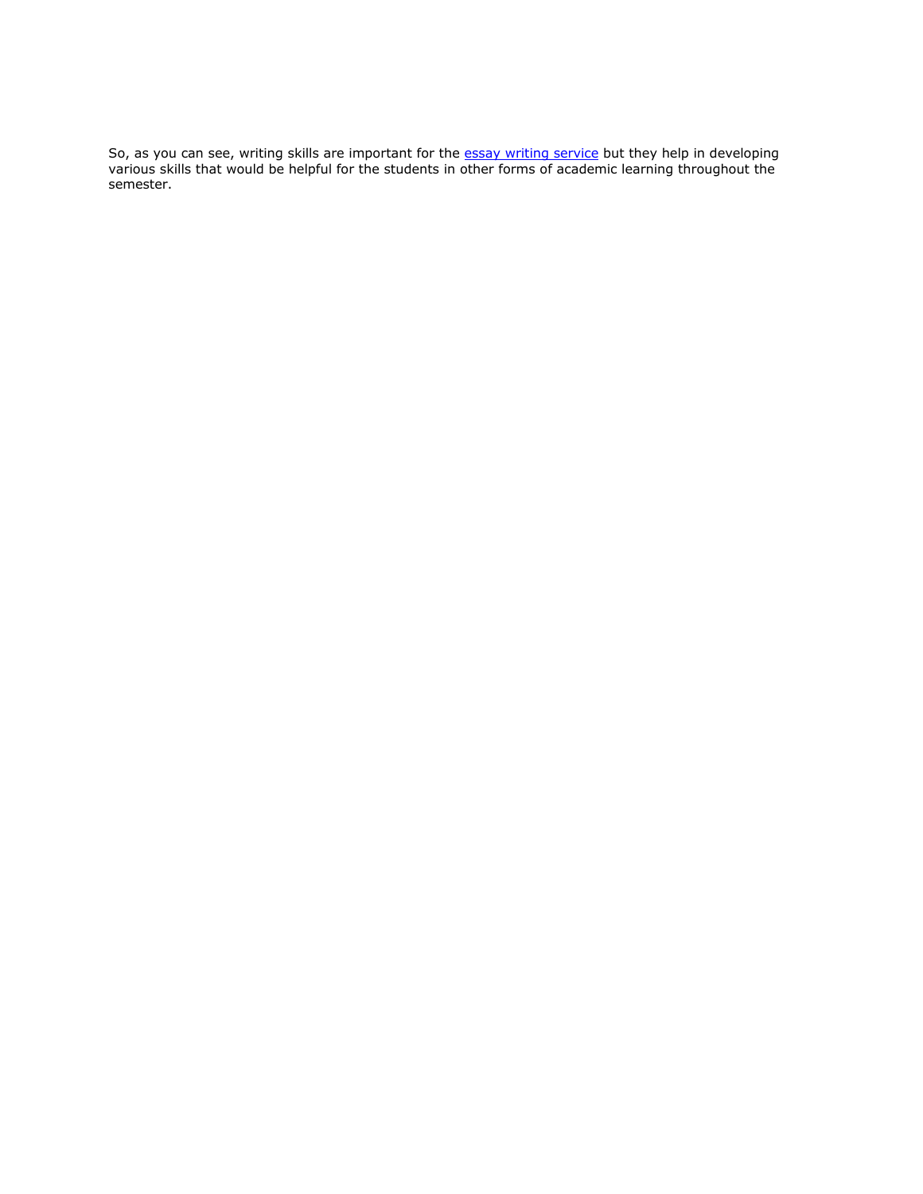So, as you can see, writing skills are important for the [essay writing service] but they help in developing various skills that would be helpful for the students in other forms of academic learning throughout the semester.